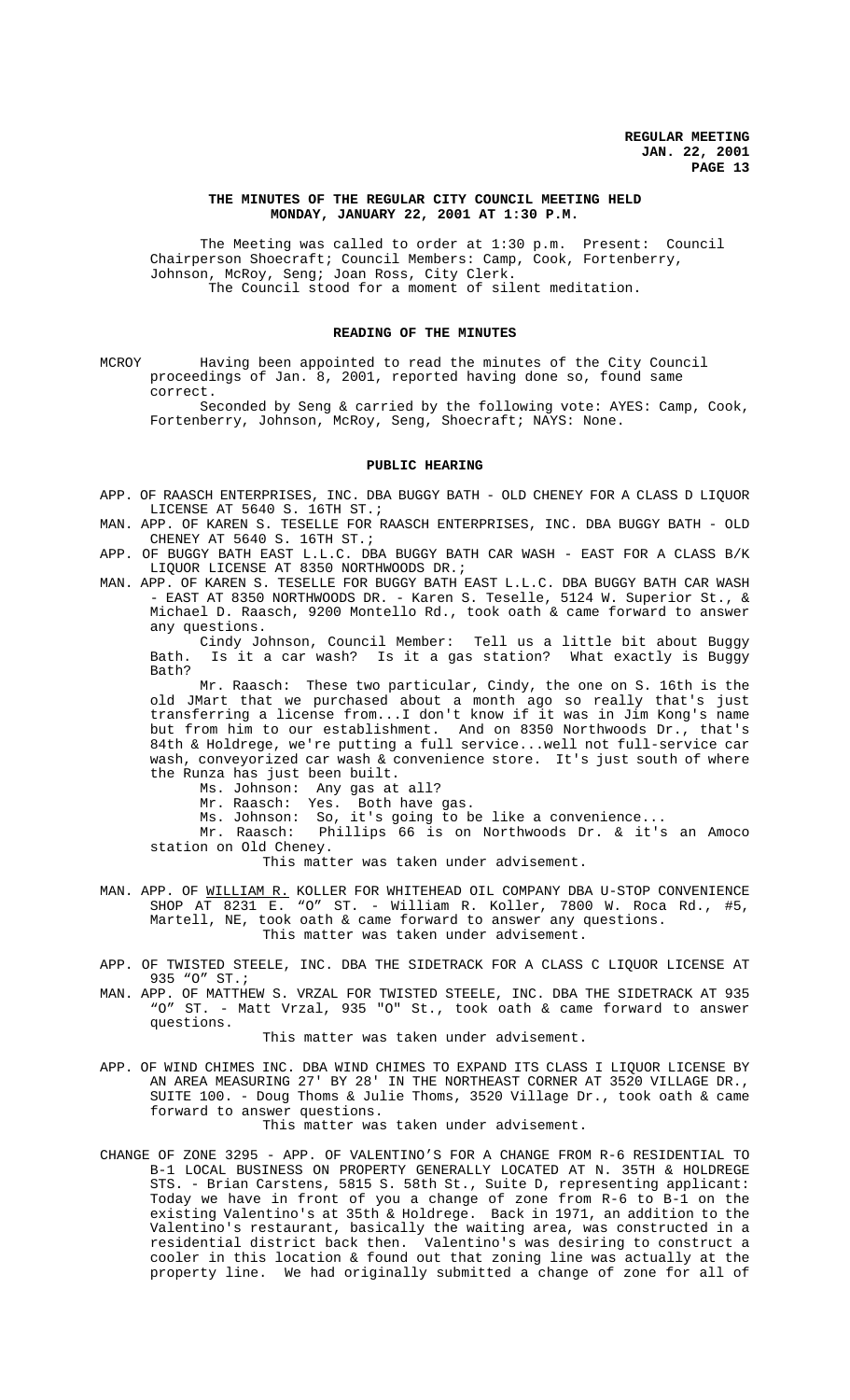**THE MINUTES OF THE REGULAR CITY COUNCIL MEETING HELD MONDAY, JANUARY 22, 2001 AT 1:30 P.M.**

The Meeting was called to order at 1:30 p.m. Present: Council Chairperson Shoecraft; Council Members: Camp, Cook, Fortenberry, Johnson, McRoy, Seng; Joan Ross, City Clerk.
The Council stood for a moment of silent meditation.

**READING OF THE MINUTES**

MCROY Having been appointed to read the minutes of the City Council proceedings of Jan. 8, 2001, reported having done so, found same correct.

Seconded by Seng & carried by the following vote: AYES: Camp, Cook, Fortenberry, Johnson, McRoy, Seng, Shoecraft; NAYS: None.

**PUBLIC HEARING**

APP. OF RAASCH ENTERPRISES, INC. DBA BUGGY BATH - OLD CHENEY FOR A CLASS D LIQUOR LICENSE AT 5640 S. 16TH ST.;

MAN. APP. OF KAREN S. TESELLE FOR RAASCH ENTERPRISES, INC. DBA BUGGY BATH - OLD CHENEY AT 5640 S. 16TH ST.;

APP. OF BUGGY BATH EAST L.L.C. DBA BUGGY BATH CAR WASH - EAST FOR A CLASS B/K LIQUOR LICENSE AT 8350 NORTHWOODS DR.;

MAN. APP. OF KAREN S. TESELLE FOR BUGGY BATH EAST L.L.C. DBA BUGGY BATH CAR WASH - EAST AT 8350 NORTHWOODS DR. - Karen S. Teselle, 5124 W. Superior St., & Michael D. Raasch, 9200 Montello Rd., took oath & came forward to answer any questions.

Cindy Johnson, Council Member: Tell us a little bit about Buggy Bath. Is it a car wash? Is it a gas station? What exactly is Buggy Bath?

Mr. Raasch: These two particular, Cindy, the one on S. 16th is the old JMart that we purchased about a month ago so really that's just transferring a license from...I don't know if it was in Jim Kong's name but from him to our establishment. And on 8350 Northwoods Dr., that's 84th & Holdrege, we're putting a full service...well not full-service car wash, conveyorized car wash & convenience store. It's just south of where the Runza has just been built.

Ms. Johnson: Any gas at all?

Mr. Raasch: Yes. Both have gas.

Ms. Johnson: So, it's going to be like a convenience...

Mr. Raasch: Phillips 66 is on Northwoods Dr. & it's an Amoco station on Old Cheney.

This matter was taken under advisement.

MAN. APP. OF WILLIAM R. KOLLER FOR WHITEHEAD OIL COMPANY DBA U-STOP CONVENIENCE SHOP AT 8231 E. "O" ST. - William R. Koller, 7800 W. Roca Rd., #5, Martell, NE, took oath & came forward to answer any questions.

This matter was taken under advisement.

APP. OF TWISTED STEELE, INC. DBA THE SIDETRACK FOR A CLASS C LIQUOR LICENSE AT 935 "O" ST.;

MAN. APP. OF MATTHEW S. VRZAL FOR TWISTED STEELE, INC. DBA THE SIDETRACK AT 935 "O" ST. - Matt Vrzal, 935 "O" St., took oath & came forward to answer questions.

This matter was taken under advisement.

APP. OF WIND CHIMES INC. DBA WIND CHIMES TO EXPAND ITS CLASS I LIQUOR LICENSE BY AN AREA MEASURING 27' BY 28' IN THE NORTHEAST CORNER AT 3520 VILLAGE DR., SUITE 100. - Doug Thoms & Julie Thoms, 3520 Village Dr., took oath & came forward to answer questions.

This matter was taken under advisement.

CHANGE OF ZONE 3295 - APP. OF VALENTINO'S FOR A CHANGE FROM R-6 RESIDENTIAL TO B-1 LOCAL BUSINESS ON PROPERTY GENERALLY LOCATED AT N. 35TH & HOLDREGE STS. - Brian Carstens, 5815 S. 58th St., Suite D, representing applicant: Today we have in front of you a change of zone from R-6 to B-1 on the existing Valentino's at 35th & Holdrege. Back in 1971, an addition to the Valentino's restaurant, basically the waiting area, was constructed in a residential district back then. Valentino's was desiring to construct a cooler in this location & found out that zoning line was actually at the property line. We had originally submitted a change of zone for all of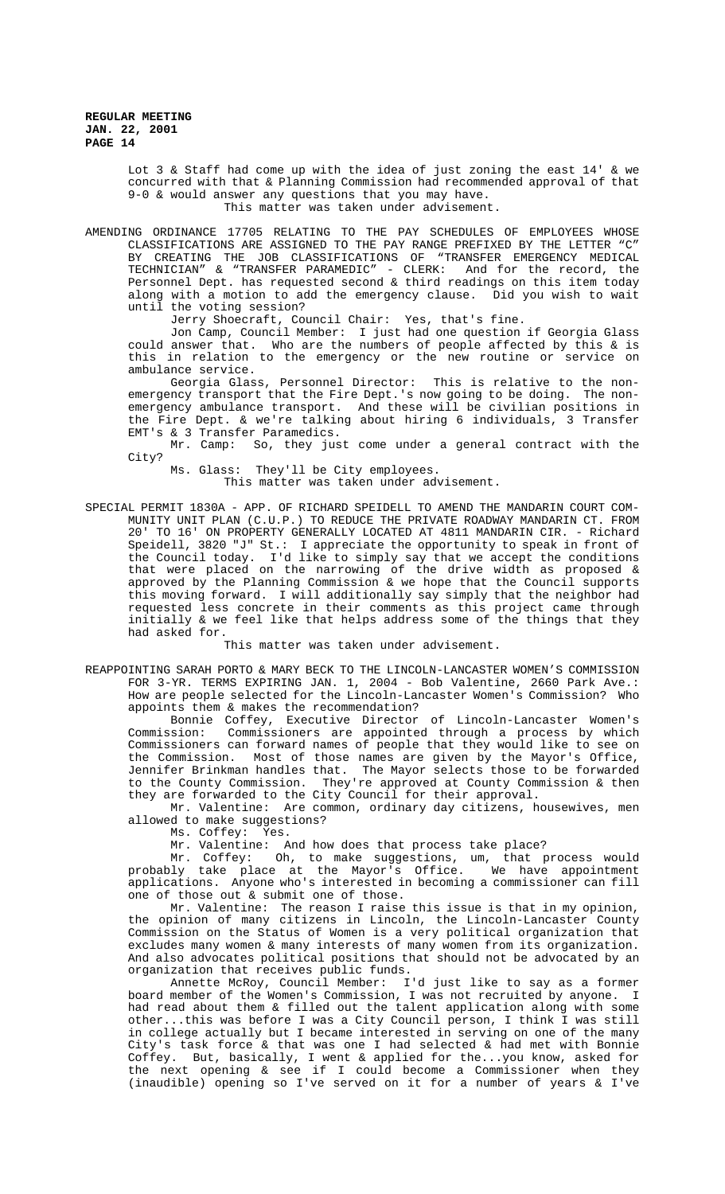Lot 3 & Staff had come up with the idea of just zoning the east 14' & we concurred with that & Planning Commission had recommended approval of that 9-0 & would answer any questions that you may have.

This matter was taken under advisement.

AMENDING ORDINANCE 17705 RELATING TO THE PAY SCHEDULES OF EMPLOYEES WHOSE CLASSIFICATIONS ARE ASSIGNED TO THE PAY RANGE PREFIXED BY THE LETTER "C" BY CREATING THE JOB CLASSIFICATIONS OF "TRANSFER EMERGENCY MEDICAL TECHNICIAN" & "TRANSFER PARAMEDIC" - CLERK: And for the record, the Personnel Dept. has requested second & third readings on this item today along with a motion to add the emergency clause. Did you wish to wait until the voting session?

Jerry Shoecraft, Council Chair: Yes, that's fine.

Jon Camp, Council Member: I just had one question if Georgia Glass could answer that. Who are the numbers of people affected by this & is this in relation to the emergency or the new routine or service on ambulance service.

Georgia Glass, Personnel Director: This is relative to the non-emergency transport that the Fire Dept.'s now going to be doing. The non-emergency ambulance transport. And these will be civilian positions in the Fire Dept. & we're talking about hiring 6 individuals, 3 Transfer EMT's & 3 Transfer Paramedics.

Mr. Camp: So, they just come under a general contract with the City?

Ms. Glass: They'll be City employees.

This matter was taken under advisement.

SPECIAL PERMIT 1830A - APP. OF RICHARD SPEIDELL TO AMEND THE MANDARIN COURT COMMUNITY UNIT PLAN (C.U.P.) TO REDUCE THE PRIVATE ROADWAY MANDARIN CT. FROM 20' TO 16' ON PROPERTY GENERALLY LOCATED AT 4811 MANDARIN CIR. - Richard Speidell, 3820 "J" St.: I appreciate the opportunity to speak in front of the Council today. I'd like to simply say that we accept the conditions that were placed on the narrowing of the drive width as proposed & approved by the Planning Commission & we hope that the Council supports this moving forward. I will additionally say simply that the neighbor had requested less concrete in their comments as this project came through initially & we feel like that helps address some of the things that they had asked for.

This matter was taken under advisement.

REAPPOINTING SARAH PORTO & MARY BECK TO THE LINCOLN-LANCASTER WOMEN'S COMMISSION FOR 3-YR. TERMS EXPIRING JAN. 1, 2004 - Bob Valentine, 2660 Park Ave.: How are people selected for the Lincoln-Lancaster Women's Commission? Who appoints them & makes the recommendation?

Bonnie Coffey, Executive Director of Lincoln-Lancaster Women's Commission: Commissioners are appointed through a process by which Commissioners can forward names of people that they would like to see on the Commission. Most of those names are given by the Mayor's Office, Jennifer Brinkman handles that. The Mayor selects those to be forwarded to the County Commission. They're approved at County Commission & then they are forwarded to the City Council for their approval.

Mr. Valentine: Are common, ordinary day citizens, housewives, men allowed to make suggestions?

Ms. Coffey: Yes.

Mr. Valentine: And how does that process take place?

Mr. Coffey: Oh, to make suggestions, um, that process would probably take place at the Mayor's Office. We have appointment applications. Anyone who's interested in becoming a commissioner can fill one of those out & submit one of those.

Mr. Valentine: The reason I raise this issue is that in my opinion, the opinion of many citizens in Lincoln, the Lincoln-Lancaster County Commission on the Status of Women is a very political organization that excludes many women & many interests of many women from its organization. And also advocates political positions that should not be advocated by an organization that receives public funds.

Annette McRoy, Council Member: I'd just like to say as a former board member of the Women's Commission, I was not recruited by anyone. I had read about them & filled out the talent application along with some other...this was before I was a City Council person, I think I was still in college actually but I became interested in serving on one of the many City's task force & that was one I had selected & had met with Bonnie Coffey. But, basically, I went & applied for the...you know, asked for the next opening & see if I could become a Commissioner when they (inaudible) opening so I've served on it for a number of years & I've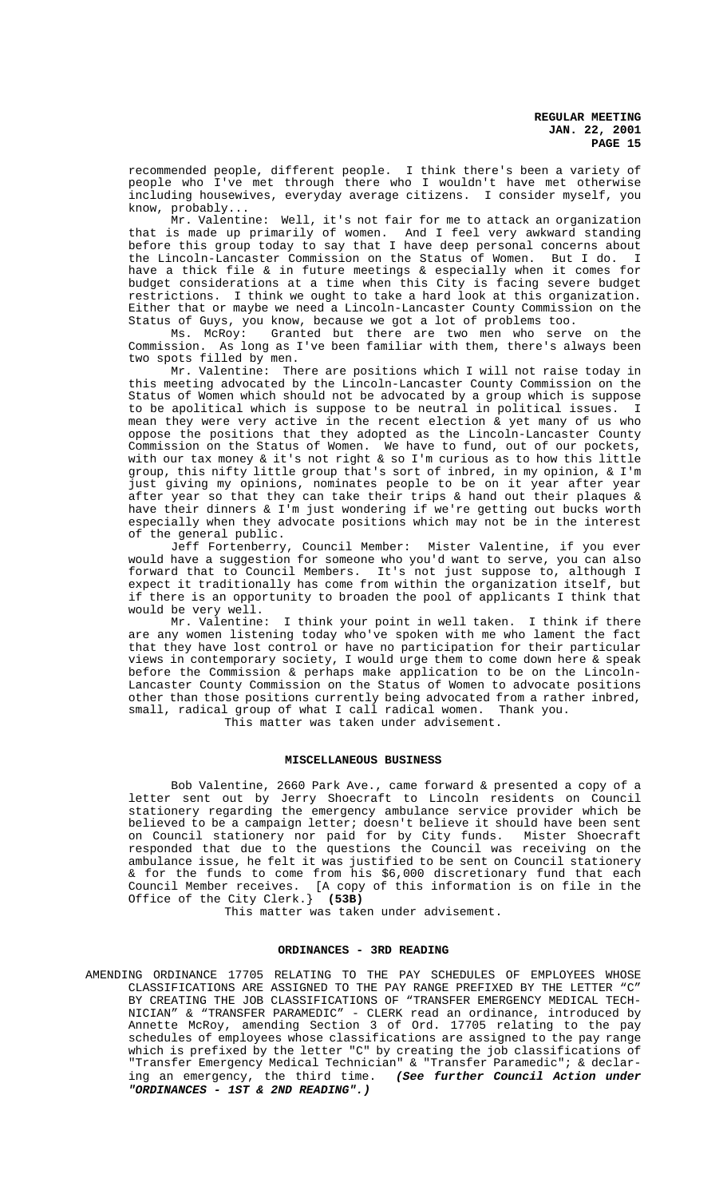recommended people, different people. I think there's been a variety of people who I've met through there who I wouldn't have met otherwise including housewives, everyday average citizens. I consider myself, you know, probably...

Mr. Valentine: Well, it's not fair for me to attack an organization that is made up primarily of women. And I feel very awkward standing before this group today to say that I have deep personal concerns about the Lincoln-Lancaster Commission on the Status of Women. But I do. I have a thick file & in future meetings & especially when it comes for budget considerations at a time when this City is facing severe budget restrictions. I think we ought to take a hard look at this organization. Either that or maybe we need a Lincoln-Lancaster County Commission on the Status of Guys, you know, because we got a lot of problems too.

Ms. McRoy: Granted but there are two men who serve on the Commission. As long as I've been familiar with them, there's always been two spots filled by men.

Mr. Valentine: There are positions which I will not raise today in this meeting advocated by the Lincoln-Lancaster County Commission on the Status of Women which should not be advocated by a group which is suppose to be apolitical which is suppose to be neutral in political issues. I mean they were very active in the recent election & yet many of us who oppose the positions that they adopted as the Lincoln-Lancaster County Commission on the Status of Women. We have to fund, out of our pockets, with our tax money & it's not right & so I'm curious as to how this little group, this nifty little group that's sort of inbred, in my opinion, & I'm just giving my opinions, nominates people to be on it year after year after year so that they can take their trips & hand out their plaques & have their dinners & I'm just wondering if we're getting out bucks worth especially when they advocate positions which may not be in the interest of the general public.

Jeff Fortenberry, Council Member: Mister Valentine, if you ever would have a suggestion for someone who you'd want to serve, you can also forward that to Council Members. It's not just suppose to, although I expect it traditionally has come from within the organization itself, but if there is an opportunity to broaden the pool of applicants I think that would be very well.

Mr. Valentine: I think your point in well taken. I think if there are any women listening today who've spoken with me who lament the fact that they have lost control or have no participation for their particular views in contemporary society, I would urge them to come down here & speak before the Commission & perhaps make application to be on the Lincoln-Lancaster County Commission on the Status of Women to advocate positions other than those positions currently being advocated from a rather inbred, small, radical group of what I call radical women. Thank you.

This matter was taken under advisement.

## MISCELLANEOUS BUSINESS

Bob Valentine, 2660 Park Ave., came forward & presented a copy of a letter sent out by Jerry Shoecraft to Lincoln residents on Council stationery regarding the emergency ambulance service provider which be believed to be a campaign letter; doesn't believe it should have been sent on Council stationery nor paid for by City funds. Mister Shoecraft responded that due to the questions the Council was receiving on the ambulance issue, he felt it was justified to be sent on Council stationery & for the funds to come from his $6,000 discretionary fund that each Council Member receives. [A copy of this information is on file in the Office of the City Clerk.} **(53B)**

This matter was taken under advisement.

## ORDINANCES - 3RD READING

AMENDING ORDINANCE 17705 RELATING TO THE PAY SCHEDULES OF EMPLOYEES WHOSE CLASSIFICATIONS ARE ASSIGNED TO THE PAY RANGE PREFIXED BY THE LETTER "C" BY CREATING THE JOB CLASSIFICATIONS OF "TRANSFER EMERGENCY MEDICAL TECHNICIAN" & "TRANSFER PARAMEDIC" - CLERK read an ordinance, introduced by Annette McRoy, amending Section 3 of Ord. 17705 relating to the pay schedules of employees whose classifications are assigned to the pay range which is prefixed by the letter "C" by creating the job classifications of "Transfer Emergency Medical Technician" & "Transfer Paramedic"; & declaring an emergency, the third time. ***(See further Council Action under "ORDINANCES - 1ST & 2ND READING".)***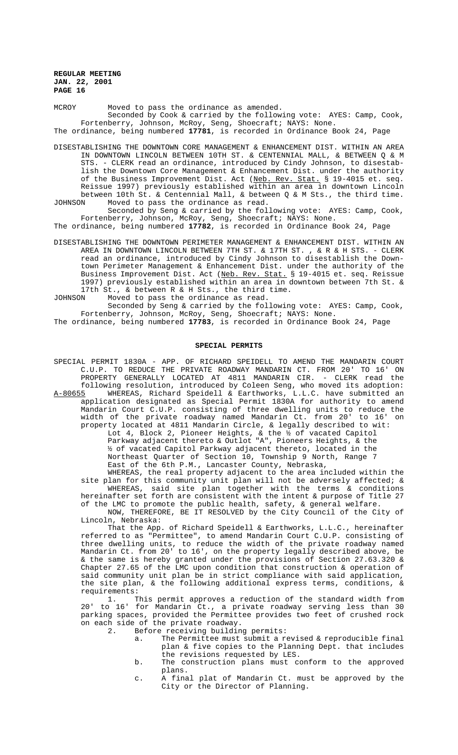MCROY Moved to pass the ordinance as amended.

Seconded by Cook & carried by the following vote: AYES: Camp, Cook, Fortenberry, Johnson, McRoy, Seng, Shoecraft; NAYS: None.

The ordinance, being numbered **17781**, is recorded in Ordinance Book 24, Page

DISESTABLISHING THE DOWNTOWN CORE MANAGEMENT & ENHANCEMENT DIST. WITHIN AN AREA IN DOWNTOWN LINCOLN BETWEEN 10TH ST. & CENTENNIAL MALL, & BETWEEN Q & M STS. - CLERK read an ordinance, introduced by Cindy Johnson, to disestablish the Downtown Core Management & Enhancement Dist. under the authority of the Business Improvement Dist. Act (Neb. Rev. Stat. § 19-4015 et. seq. Reissue 1997) previously established within an area in downtown Lincoln between 10th St. & Centennial Mall, & between Q & M Sts., the third time.

JOHNSON Moved to pass the ordinance as read.

Seconded by Seng & carried by the following vote: AYES: Camp, Cook, Fortenberry, Johnson, McRoy, Seng, Shoecraft; NAYS: None.

The ordinance, being numbered **17782**, is recorded in Ordinance Book 24, Page

DISESTABLISHING THE DOWNTOWN PERIMETER MANAGEMENT & ENHANCEMENT DIST. WITHIN AN AREA IN DOWNTOWN LINCOLN BETWEEN 7TH ST. & 17TH ST. , & R & H STS. - CLERK read an ordinance, introduced by Cindy Johnson to disestablish the Downtown Perimeter Management & Enhancement Dist. under the authority of the Business Improvement Dist. Act (Neb. Rev. Stat. § 19-4015 et. seq. Reissue 1997) previously established within an area in downtown between 7th St. & 17th St., & between R & H Sts., the third time.

JOHNSON Moved to pass the ordinance as read.

Seconded by Seng & carried by the following vote: AYES: Camp, Cook, Fortenberry, Johnson, McRoy, Seng, Shoecraft; NAYS: None.

The ordinance, being numbered **17783**, is recorded in Ordinance Book 24, Page

## SPECIAL PERMITS

SPECIAL PERMIT 1830A - APP. OF RICHARD SPEIDELL TO AMEND THE MANDARIN COURT C.U.P. TO REDUCE THE PRIVATE ROADWAY MANDARIN CT. FROM 20' TO 16' ON PROPERTY GENERALLY LOCATED AT 4811 MANDARIN CIR. - CLERK read the following resolution, introduced by Coleen Seng, who moved its adoption:

A-80655 WHEREAS, Richard Speidell & Earthworks, L.L.C. have submitted an application designated as Special Permit 1830A for authority to amend Mandarin Court C.U.P. consisting of three dwelling units to reduce the width of the private roadway named Mandarin Ct. from 20' to 16' on property located at 4811 Mandarin Circle, & legally described to wit:

Lot 4, Block 2, Pioneer Heights, & the ½ of vacated Capitol Parkway adjacent thereto & Outlot "A", Pioneers Heights, & the ½ of vacated Capitol Parkway adjacent thereto, located in the Northeast Quarter of Section 10, Township 9 North, Range 7 East of the 6th P.M., Lancaster County, Nebraska,

WHEREAS, the real property adjacent to the area included within the site plan for this community unit plan will not be adversely affected; &

WHEREAS, said site plan together with the terms & conditions hereinafter set forth are consistent with the intent & purpose of Title 27 of the LMC to promote the public health, safety, & general welfare.

NOW, THEREFORE, BE IT RESOLVED by the City Council of the City of Lincoln, Nebraska:

That the App. of Richard Speidell & Earthworks, L.L.C., hereinafter referred to as "Permittee", to amend Mandarin Court C.U.P. consisting of three dwelling units, to reduce the width of the private roadway named Mandarin Ct. from 20' to 16', on the property legally described above, be & the same is hereby granted under the provisions of Section 27.63.320 & Chapter 27.65 of the LMC upon condition that construction & operation of said community unit plan be in strict compliance with said application, the site plan, & the following additional express terms, conditions, & requirements:

1. This permit approves a reduction of the standard width from 20' to 16' for Mandarin Ct., a private roadway serving less than 30 parking spaces, provided the Permittee provides two feet of crushed rock on each side of the private roadway.
2. Before receiving building permits:
   a. The Permittee must submit a revised & reproducible final plan & five copies to the Planning Dept. that includes the revisions requested by LES.
   b. The construction plans must conform to the approved plans.
   c. A final plat of Mandarin Ct. must be approved by the City or the Director of Planning.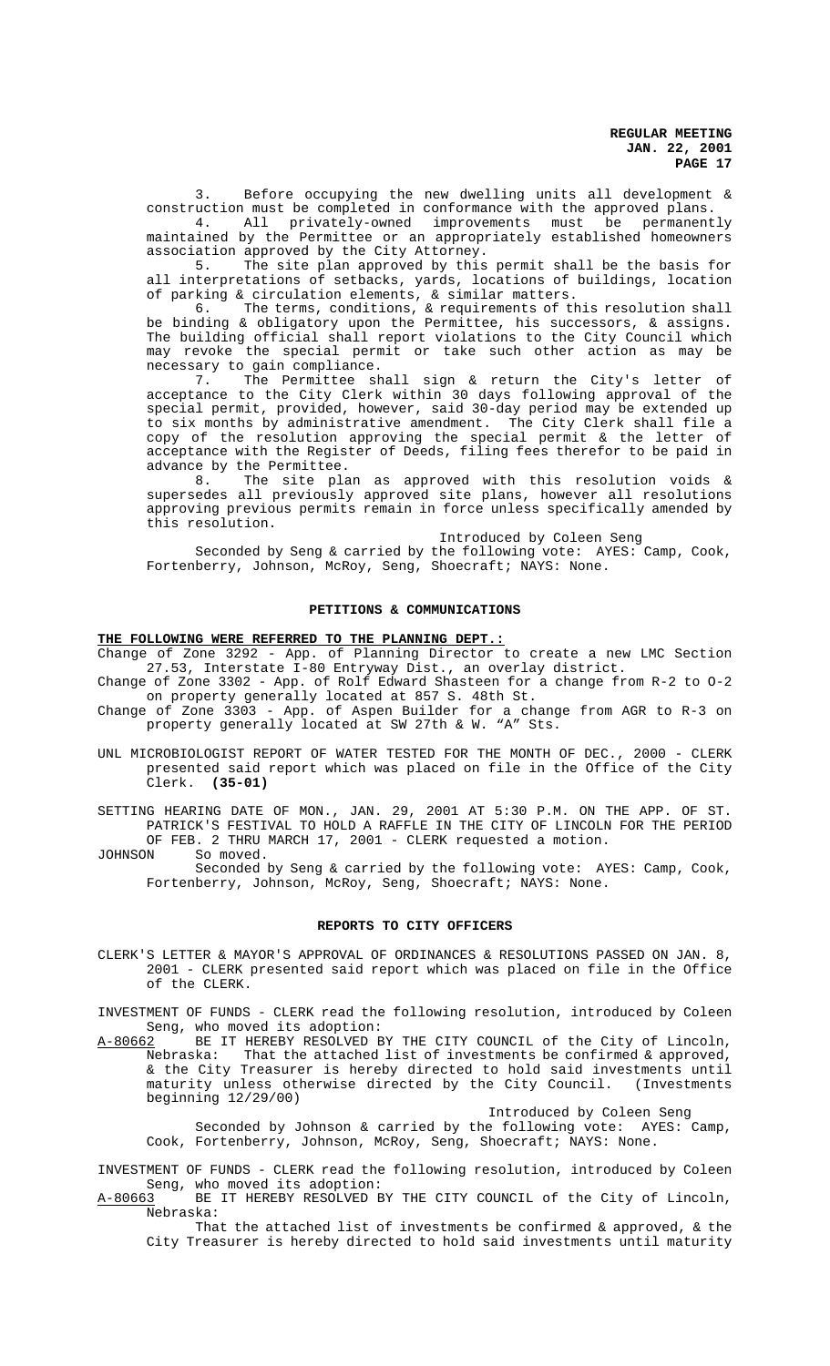3. Before occupying the new dwelling units all development & construction must be completed in conformance with the approved plans.

4. All privately-owned improvements must be permanently maintained by the Permittee or an appropriately established homeowners association approved by the City Attorney.

5. The site plan approved by this permit shall be the basis for all interpretations of setbacks, yards, locations of buildings, location of parking & circulation elements, & similar matters.

6. The terms, conditions, & requirements of this resolution shall be binding & obligatory upon the Permittee, his successors, & assigns. The building official shall report violations to the City Council which may revoke the special permit or take such other action as may be necessary to gain compliance.

7. The Permittee shall sign & return the City's letter of acceptance to the City Clerk within 30 days following approval of the special permit, provided, however, said 30-day period may be extended up to six months by administrative amendment. The City Clerk shall file a copy of the resolution approving the special permit & the letter of acceptance with the Register of Deeds, filing fees therefor to be paid in advance by the Permittee.

8. The site plan as approved with this resolution voids & supersedes all previously approved site plans, however all resolutions approving previous permits remain in force unless specifically amended by this resolution.

Introduced by Coleen Seng

Seconded by Seng & carried by the following vote: AYES: Camp, Cook, Fortenberry, Johnson, McRoy, Seng, Shoecraft; NAYS: None.

## PETITIONS & COMMUNICATIONS

**THE FOLLOWING WERE REFERRED TO THE PLANNING DEPT.:**

Change of Zone 3292 - App. of Planning Director to create a new LMC Section 27.53, Interstate I-80 Entryway Dist., an overlay district.

Change of Zone 3302 - App. of Rolf Edward Shasteen for a change from R-2 to O-2 on property generally located at 857 S. 48th St.

Change of Zone 3303 - App. of Aspen Builder for a change from AGR to R-3 on property generally located at SW 27th & W. "A" Sts.

UNL MICROBIOLOGIST REPORT OF WATER TESTED FOR THE MONTH OF DEC., 2000 - CLERK presented said report which was placed on file in the Office of the City Clerk. **(35-01)**

SETTING HEARING DATE OF MON., JAN. 29, 2001 AT 5:30 P.M. ON THE APP. OF ST. PATRICK'S FESTIVAL TO HOLD A RAFFLE IN THE CITY OF LINCOLN FOR THE PERIOD OF FEB. 2 THRU MARCH 17, 2001 - CLERK requested a motion.

JOHNSON So moved.

Seconded by Seng & carried by the following vote: AYES: Camp, Cook, Fortenberry, Johnson, McRoy, Seng, Shoecraft; NAYS: None.

## REPORTS TO CITY OFFICERS

CLERK'S LETTER & MAYOR'S APPROVAL OF ORDINANCES & RESOLUTIONS PASSED ON JAN. 8, 2001 - CLERK presented said report which was placed on file in the Office of the CLERK.

INVESTMENT OF FUNDS - CLERK read the following resolution, introduced by Coleen Seng, who moved its adoption:

A-80662 BE IT HEREBY RESOLVED BY THE CITY COUNCIL of the City of Lincoln, Nebraska: That the attached list of investments be confirmed & approved, & the City Treasurer is hereby directed to hold said investments until maturity unless otherwise directed by the City Council. (Investments beginning 12/29/00)

Introduced by Coleen Seng

Seconded by Johnson & carried by the following vote: AYES: Camp, Cook, Fortenberry, Johnson, McRoy, Seng, Shoecraft; NAYS: None.

INVESTMENT OF FUNDS - CLERK read the following resolution, introduced by Coleen Seng, who moved its adoption:

A-80663 BE IT HEREBY RESOLVED BY THE CITY COUNCIL of the City of Lincoln, Nebraska:

That the attached list of investments be confirmed & approved, & the City Treasurer is hereby directed to hold said investments until maturity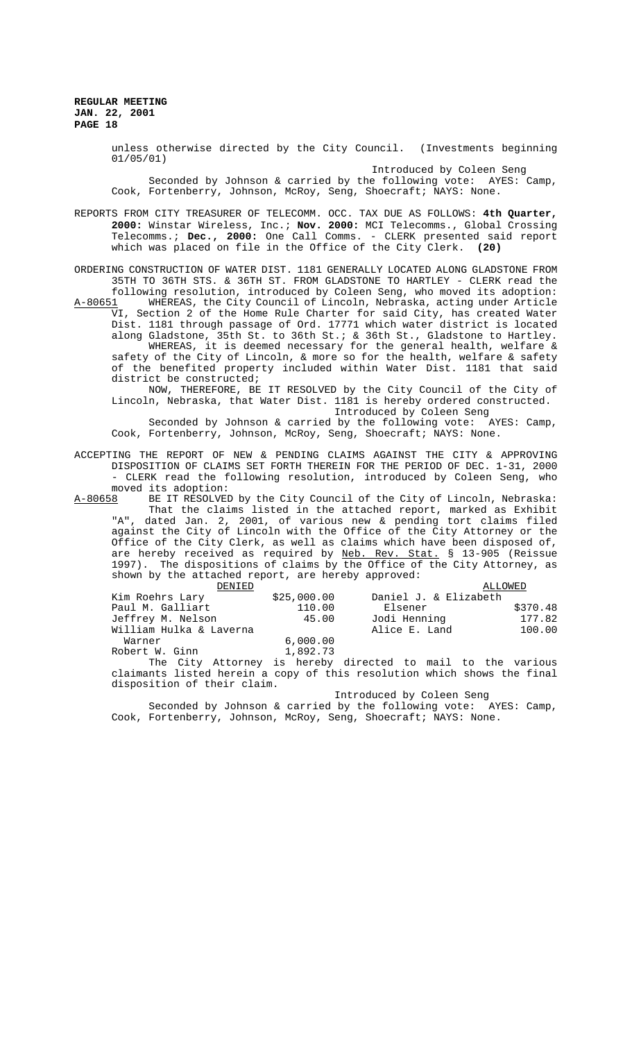unless otherwise directed by the City Council. (Investments beginning 01/05/01)

Introduced by Coleen Seng

Seconded by Johnson & carried by the following vote: AYES: Camp, Cook, Fortenberry, Johnson, McRoy, Seng, Shoecraft; NAYS: None.

REPORTS FROM CITY TREASURER OF TELECOMM. OCC. TAX DUE AS FOLLOWS: **4th Quarter, 2000:** Winstar Wireless, Inc.; **Nov. 2000:** MCI Telecomms., Global Crossing Telecomms.; **Dec., 2000:** One Call Comms. - CLERK presented said report which was placed on file in the Office of the City Clerk. **(20)**

ORDERING CONSTRUCTION OF WATER DIST. 1181 GENERALLY LOCATED ALONG GLADSTONE FROM 35TH TO 36TH STS. & 36TH ST. FROM GLADSTONE TO HARTLEY - CLERK read the following resolution, introduced by Coleen Seng, who moved its adoption:

A-80651 WHEREAS, the City Council of Lincoln, Nebraska, acting under Article VI, Section 2 of the Home Rule Charter for said City, has created Water Dist. 1181 through passage of Ord. 17771 which water district is located along Gladstone, 35th St. to 36th St.; & 36th St., Gladstone to Hartley.

WHEREAS, it is deemed necessary for the general health, welfare & safety of the City of Lincoln, & more so for the health, welfare & safety of the benefited property included within Water Dist. 1181 that said district be constructed;

NOW, THEREFORE, BE IT RESOLVED by the City Council of the City of Lincoln, Nebraska, that Water Dist. 1181 is hereby ordered constructed.

Introduced by Coleen Seng

Seconded by Johnson & carried by the following vote: AYES: Camp, Cook, Fortenberry, Johnson, McRoy, Seng, Shoecraft; NAYS: None.

ACCEPTING THE REPORT OF NEW & PENDING CLAIMS AGAINST THE CITY & APPROVING DISPOSITION OF CLAIMS SET FORTH THEREIN FOR THE PERIOD OF DEC. 1-31, 2000 - CLERK read the following resolution, introduced by Coleen Seng, who moved its adoption:

A-80658 BE IT RESOLVED by the City Council of the City of Lincoln, Nebraska:

That the claims listed in the attached report, marked as Exhibit "A", dated Jan. 2, 2001, of various new & pending tort claims filed against the City of Lincoln with the Office of the City Attorney or the Office of the City Clerk, as well as claims which have been disposed of, are hereby received as required by Neb. Rev. Stat. § 13-905 (Reissue 1997). The dispositions of claims by the Office of the City Attorney, as shown by the attached report, are hereby approved:

| DENIED | | ALLOWED | |
|---|---|---|---|
| Kim Roehrs Lary | $25,000.00 | Daniel J. & Elizabeth Elsener | $370.48 |
| Paul M. Galliart | 110.00 | Jodi Henning | 177.82 |
| Jeffrey M. Nelson | 45.00 | Alice E. Land | 100.00 |
| William Hulka & Laverna Warner | 6,000.00 | | |
| Robert W. Ginn | 1,892.73 | | |

The City Attorney is hereby directed to mail to the various claimants listed herein a copy of this resolution which shows the final disposition of their claim.

Introduced by Coleen Seng

Seconded by Johnson & carried by the following vote: AYES: Camp, Cook, Fortenberry, Johnson, McRoy, Seng, Shoecraft; NAYS: None.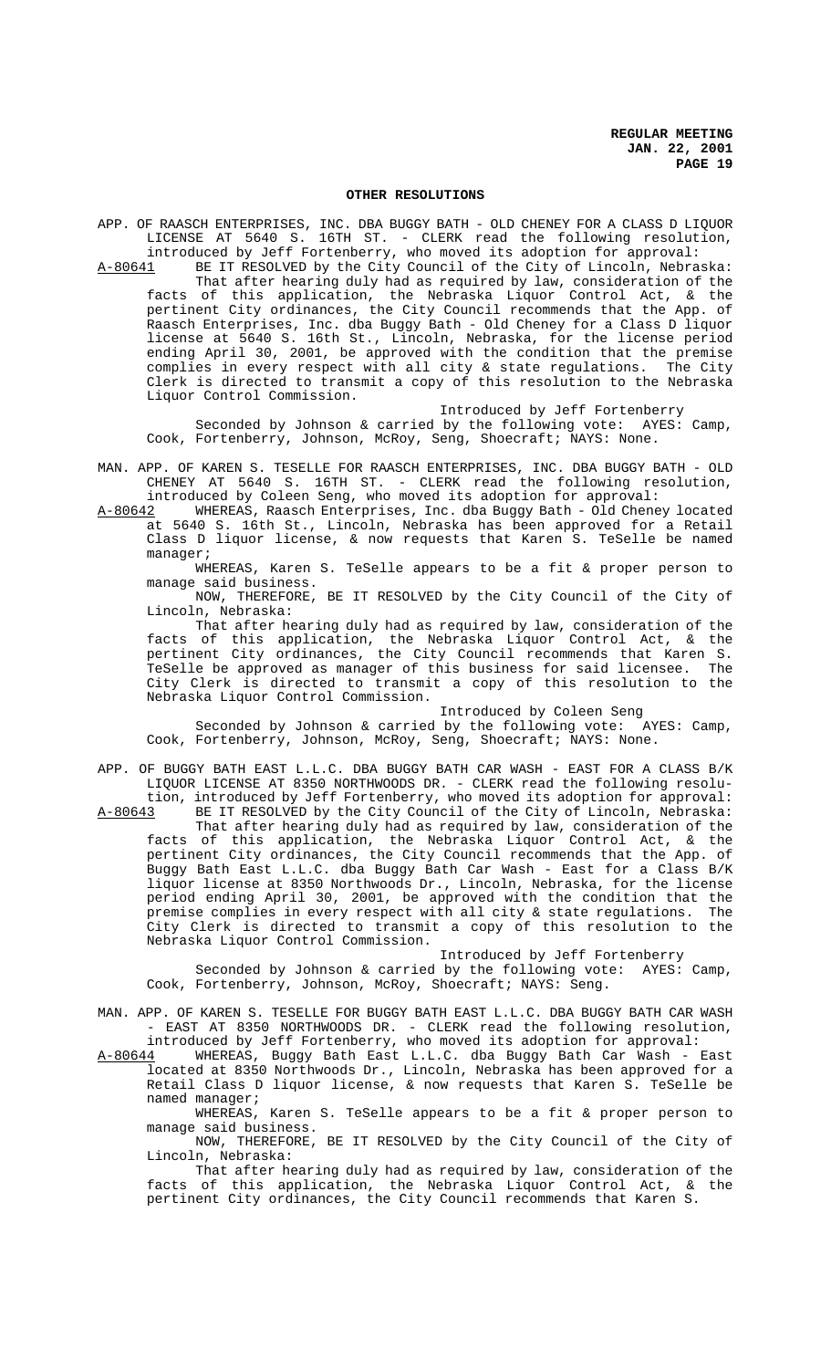## OTHER RESOLUTIONS

APP. OF RAASCH ENTERPRISES, INC. DBA BUGGY BATH - OLD CHENEY FOR A CLASS D LIQUOR LICENSE AT 5640 S. 16TH ST. - CLERK read the following resolution, introduced by Jeff Fortenberry, who moved its adoption for approval:

A-80641 BE IT RESOLVED by the City Council of the City of Lincoln, Nebraska: That after hearing duly had as required by law, consideration of the facts of this application, the Nebraska Liquor Control Act, & the pertinent City ordinances, the City Council recommends that the App. of Raasch Enterprises, Inc. dba Buggy Bath - Old Cheney for a Class D liquor license at 5640 S. 16th St., Lincoln, Nebraska, for the license period ending April 30, 2001, be approved with the condition that the premise complies in every respect with all city & state regulations. The City Clerk is directed to transmit a copy of this resolution to the Nebraska Liquor Control Commission.

Introduced by Jeff Fortenberry

Seconded by Johnson & carried by the following vote: AYES: Camp, Cook, Fortenberry, Johnson, McRoy, Seng, Shoecraft; NAYS: None.

MAN. APP. OF KAREN S. TESELLE FOR RAASCH ENTERPRISES, INC. DBA BUGGY BATH - OLD CHENEY AT 5640 S. 16TH ST. - CLERK read the following resolution, introduced by Coleen Seng, who moved its adoption for approval:

A-80642 WHEREAS, Raasch Enterprises, Inc. dba Buggy Bath - Old Cheney located at 5640 S. 16th St., Lincoln, Nebraska has been approved for a Retail Class D liquor license, & now requests that Karen S. TeSelle be named manager;

WHEREAS, Karen S. TeSelle appears to be a fit & proper person to manage said business.

NOW, THEREFORE, BE IT RESOLVED by the City Council of the City of Lincoln, Nebraska:

That after hearing duly had as required by law, consideration of the facts of this application, the Nebraska Liquor Control Act, & the pertinent City ordinances, the City Council recommends that Karen S. TeSelle be approved as manager of this business for said licensee. The City Clerk is directed to transmit a copy of this resolution to the Nebraska Liquor Control Commission.

Introduced by Coleen Seng

Seconded by Johnson & carried by the following vote: AYES: Camp, Cook, Fortenberry, Johnson, McRoy, Seng, Shoecraft; NAYS: None.

APP. OF BUGGY BATH EAST L.L.C. DBA BUGGY BATH CAR WASH - EAST FOR A CLASS B/K LIQUOR LICENSE AT 8350 NORTHWOODS DR. - CLERK read the following resolution, introduced by Jeff Fortenberry, who moved its adoption for approval:

A-80643 BE IT RESOLVED by the City Council of the City of Lincoln, Nebraska: That after hearing duly had as required by law, consideration of the facts of this application, the Nebraska Liquor Control Act, & the pertinent City ordinances, the City Council recommends that the App. of Buggy Bath East L.L.C. dba Buggy Bath Car Wash - East for a Class B/K liquor license at 8350 Northwoods Dr., Lincoln, Nebraska, for the license period ending April 30, 2001, be approved with the condition that the premise complies in every respect with all city & state regulations. The City Clerk is directed to transmit a copy of this resolution to the Nebraska Liquor Control Commission.

Introduced by Jeff Fortenberry

Seconded by Johnson & carried by the following vote: AYES: Camp, Cook, Fortenberry, Johnson, McRoy, Shoecraft; NAYS: Seng.

MAN. APP. OF KAREN S. TESELLE FOR BUGGY BATH EAST L.L.C. DBA BUGGY BATH CAR WASH - EAST AT 8350 NORTHWOODS DR. - CLERK read the following resolution, introduced by Jeff Fortenberry, who moved its adoption for approval:

A-80644 WHEREAS, Buggy Bath East L.L.C. dba Buggy Bath Car Wash - East located at 8350 Northwoods Dr., Lincoln, Nebraska has been approved for a Retail Class D liquor license, & now requests that Karen S. TeSelle be named manager;

WHEREAS, Karen S. TeSelle appears to be a fit & proper person to manage said business.

NOW, THEREFORE, BE IT RESOLVED by the City Council of the City of Lincoln, Nebraska:

That after hearing duly had as required by law, consideration of the facts of this application, the Nebraska Liquor Control Act, & the pertinent City ordinances, the City Council recommends that Karen S.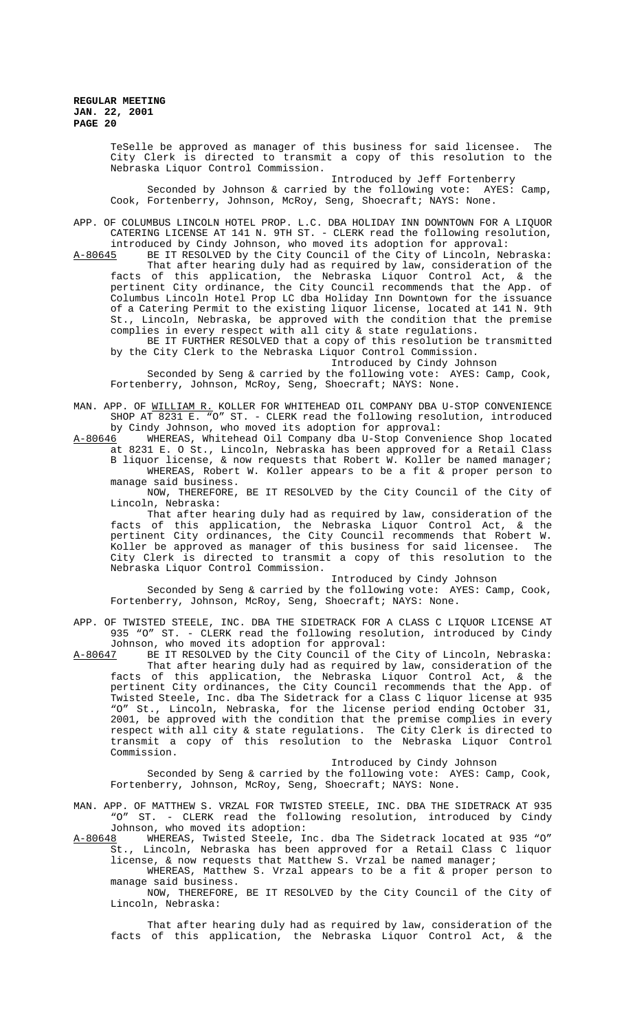TeSelle be approved as manager of this business for said licensee. The City Clerk is directed to transmit a copy of this resolution to the Nebraska Liquor Control Commission.

Introduced by Jeff Fortenberry

Seconded by Johnson & carried by the following vote: AYES: Camp, Cook, Fortenberry, Johnson, McRoy, Seng, Shoecraft; NAYS: None.

APP. OF COLUMBUS LINCOLN HOTEL PROP. L.C. DBA HOLIDAY INN DOWNTOWN FOR A LIQUOR CATERING LICENSE AT 141 N. 9TH ST. - CLERK read the following resolution, introduced by Cindy Johnson, who moved its adoption for approval:

A-80645 BE IT RESOLVED by the City Council of the City of Lincoln, Nebraska:

That after hearing duly had as required by law, consideration of the facts of this application, the Nebraska Liquor Control Act, & the pertinent City ordinance, the City Council recommends that the App. of Columbus Lincoln Hotel Prop LC dba Holiday Inn Downtown for the issuance of a Catering Permit to the existing liquor license, located at 141 N. 9th St., Lincoln, Nebraska, be approved with the condition that the premise complies in every respect with all city & state regulations.

BE IT FURTHER RESOLVED that a copy of this resolution be transmitted by the City Clerk to the Nebraska Liquor Control Commission.

Introduced by Cindy Johnson

Seconded by Seng & carried by the following vote: AYES: Camp, Cook, Fortenberry, Johnson, McRoy, Seng, Shoecraft; NAYS: None.

MAN. APP. OF WILLIAM R. KOLLER FOR WHITEHEAD OIL COMPANY DBA U-STOP CONVENIENCE SHOP AT 8231 E. "O" ST. - CLERK read the following resolution, introduced by Cindy Johnson, who moved its adoption for approval:

A-80646 WHEREAS, Whitehead Oil Company dba U-Stop Convenience Shop located at 8231 E. O St., Lincoln, Nebraska has been approved for a Retail Class B liquor license, & now requests that Robert W. Koller be named manager;

WHEREAS, Robert W. Koller appears to be a fit & proper person to manage said business.

NOW, THEREFORE, BE IT RESOLVED by the City Council of the City of Lincoln, Nebraska:

That after hearing duly had as required by law, consideration of the facts of this application, the Nebraska Liquor Control Act, & the pertinent City ordinances, the City Council recommends that Robert W. Koller be approved as manager of this business for said licensee. The City Clerk is directed to transmit a copy of this resolution to the Nebraska Liquor Control Commission.

Introduced by Cindy Johnson

Seconded by Seng & carried by the following vote: AYES: Camp, Cook, Fortenberry, Johnson, McRoy, Seng, Shoecraft; NAYS: None.

APP. OF TWISTED STEELE, INC. DBA THE SIDETRACK FOR A CLASS C LIQUOR LICENSE AT 935 "O" ST. - CLERK read the following resolution, introduced by Cindy Johnson, who moved its adoption for approval:

A-80647 BE IT RESOLVED by the City Council of the City of Lincoln, Nebraska:

That after hearing duly had as required by law, consideration of the facts of this application, the Nebraska Liquor Control Act, & the pertinent City ordinances, the City Council recommends that the App. of Twisted Steele, Inc. dba The Sidetrack for a Class C liquor license at 935 "O" St., Lincoln, Nebraska, for the license period ending October 31, 2001, be approved with the condition that the premise complies in every respect with all city & state regulations. The City Clerk is directed to transmit a copy of this resolution to the Nebraska Liquor Control Commission.

Introduced by Cindy Johnson

Seconded by Seng & carried by the following vote: AYES: Camp, Cook, Fortenberry, Johnson, McRoy, Seng, Shoecraft; NAYS: None.

MAN. APP. OF MATTHEW S. VRZAL FOR TWISTED STEELE, INC. DBA THE SIDETRACK AT 935 "O" ST. - CLERK read the following resolution, introduced by Cindy Johnson, who moved its adoption:

A-80648 WHEREAS, Twisted Steele, Inc. dba The Sidetrack located at 935 "O" St., Lincoln, Nebraska has been approved for a Retail Class C liquor license, & now requests that Matthew S. Vrzal be named manager;

WHEREAS, Matthew S. Vrzal appears to be a fit & proper person to manage said business.

NOW, THEREFORE, BE IT RESOLVED by the City Council of the City of Lincoln, Nebraska:

That after hearing duly had as required by law, consideration of the facts of this application, the Nebraska Liquor Control Act, & the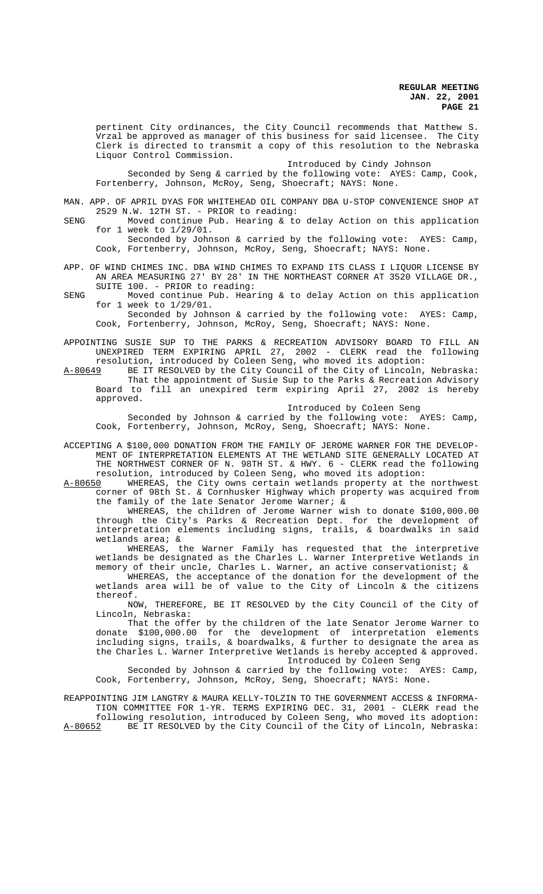pertinent City ordinances, the City Council recommends that Matthew S. Vrzal be approved as manager of this business for said licensee. The City Clerk is directed to transmit a copy of this resolution to the Nebraska Liquor Control Commission.

Introduced by Cindy Johnson

Seconded by Seng & carried by the following vote: AYES: Camp, Cook, Fortenberry, Johnson, McRoy, Seng, Shoecraft; NAYS: None.

MAN. APP. OF APRIL DYAS FOR WHITEHEAD OIL COMPANY DBA U-STOP CONVENIENCE SHOP AT 2529 N.W. 12TH ST. - PRIOR to reading:

SENG Moved continue Pub. Hearing & to delay Action on this application for 1 week to 1/29/01.

Seconded by Johnson & carried by the following vote: AYES: Camp, Cook, Fortenberry, Johnson, McRoy, Seng, Shoecraft; NAYS: None.

APP. OF WIND CHIMES INC. DBA WIND CHIMES TO EXPAND ITS CLASS I LIQUOR LICENSE BY AN AREA MEASURING 27' BY 28' IN THE NORTHEAST CORNER AT 3520 VILLAGE DR., SUITE 100. - PRIOR to reading:

SENG Moved continue Pub. Hearing & to delay Action on this application for 1 week to 1/29/01.

Seconded by Johnson & carried by the following vote: AYES: Camp, Cook, Fortenberry, Johnson, McRoy, Seng, Shoecraft; NAYS: None.

APPOINTING SUSIE SUP TO THE PARKS & RECREATION ADVISORY BOARD TO FILL AN UNEXPIRED TERM EXPIRING APRIL 27, 2002 - CLERK read the following resolution, introduced by Coleen Seng, who moved its adoption:

A-80649 BE IT RESOLVED by the City Council of the City of Lincoln, Nebraska:

That the appointment of Susie Sup to the Parks & Recreation Advisory Board to fill an unexpired term expiring April 27, 2002 is hereby approved.

Introduced by Coleen Seng

Seconded by Johnson & carried by the following vote: AYES: Camp, Cook, Fortenberry, Johnson, McRoy, Seng, Shoecraft; NAYS: None.

ACCEPTING A $100,000 DONATION FROM THE FAMILY OF JEROME WARNER FOR THE DEVELOPMENT OF INTERPRETATION ELEMENTS AT THE WETLAND SITE GENERALLY LOCATED AT THE NORTHWEST CORNER OF N. 98TH ST. & HWY. 6 - CLERK read the following resolution, introduced by Coleen Seng, who moved its adoption:

A-80650 WHEREAS, the City owns certain wetlands property at the northwest corner of 98th St. & Cornhusker Highway which property was acquired from the family of the late Senator Jerome Warner; &

WHEREAS, the children of Jerome Warner wish to donate $100,000.00 through the City's Parks & Recreation Dept. for the development of interpretation elements including signs, trails, & boardwalks in said wetlands area; &

WHEREAS, the Warner Family has requested that the interpretive wetlands be designated as the Charles L. Warner Interpretive Wetlands in memory of their uncle, Charles L. Warner, an active conservationist; &

WHEREAS, the acceptance of the donation for the development of the wetlands area will be of value to the City of Lincoln & the citizens thereof.

NOW, THEREFORE, BE IT RESOLVED by the City Council of the City of Lincoln, Nebraska:

That the offer by the children of the late Senator Jerome Warner to donate $100,000.00 for the development of interpretation elements including signs, trails, & boardwalks, & further to designate the area as the Charles L. Warner Interpretive Wetlands is hereby accepted & approved.

Introduced by Coleen Seng

Seconded by Johnson & carried by the following vote: AYES: Camp, Cook, Fortenberry, Johnson, McRoy, Seng, Shoecraft; NAYS: None.

REAPPOINTING JIM LANGTRY & MAURA KELLY-TOLZIN TO THE GOVERNMENT ACCESS & INFORMATION COMMITTEE FOR 1-YR. TERMS EXPIRING DEC. 31, 2001 - CLERK read the following resolution, introduced by Coleen Seng, who moved its adoption:

A-80652 BE IT RESOLVED by the City Council of the City of Lincoln, Nebraska: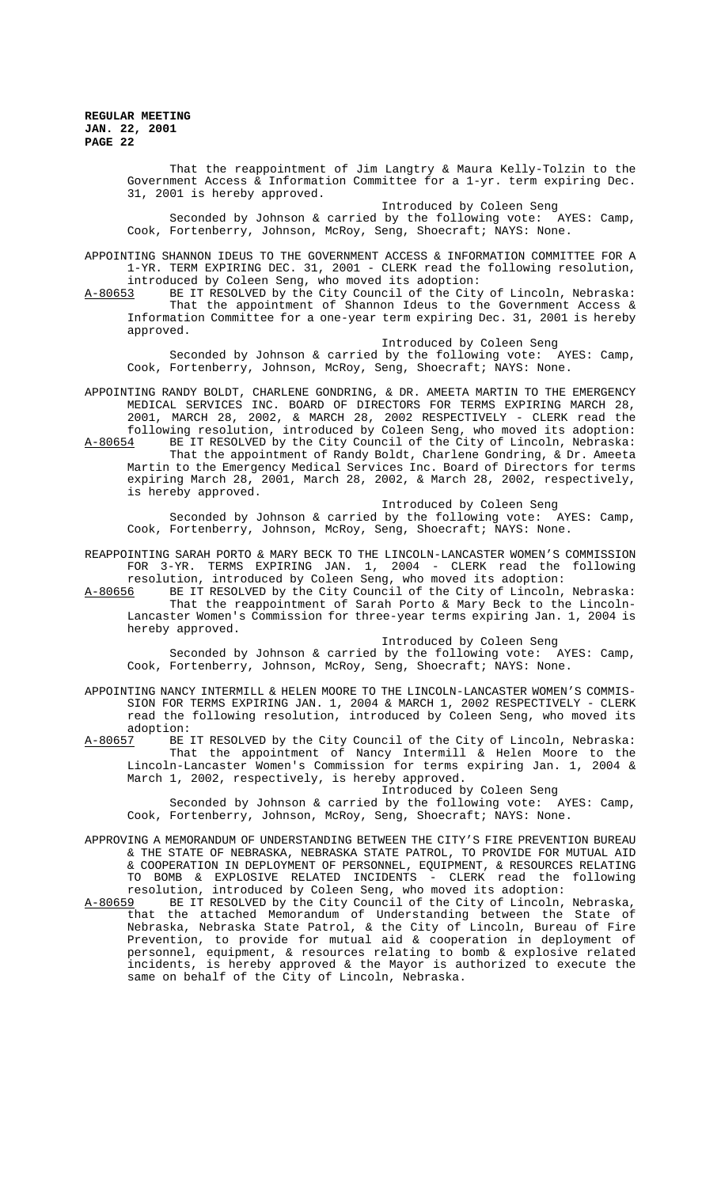That the reappointment of Jim Langtry & Maura Kelly-Tolzin to the Government Access & Information Committee for a 1-yr. term expiring Dec. 31, 2001 is hereby approved.

Introduced by Coleen Seng

Seconded by Johnson & carried by the following vote: AYES: Camp, Cook, Fortenberry, Johnson, McRoy, Seng, Shoecraft; NAYS: None.

APPOINTING SHANNON IDEUS TO THE GOVERNMENT ACCESS & INFORMATION COMMITTEE FOR A 1-YR. TERM EXPIRING DEC. 31, 2001 - CLERK read the following resolution, introduced by Coleen Seng, who moved its adoption:

A-80653 BE IT RESOLVED by the City Council of the City of Lincoln, Nebraska: That the appointment of Shannon Ideus to the Government Access & Information Committee for a one-year term expiring Dec. 31, 2001 is hereby approved.

Introduced by Coleen Seng

Seconded by Johnson & carried by the following vote: AYES: Camp, Cook, Fortenberry, Johnson, McRoy, Seng, Shoecraft; NAYS: None.

APPOINTING RANDY BOLDT, CHARLENE GONDRING, & DR. AMEETA MARTIN TO THE EMERGENCY MEDICAL SERVICES INC. BOARD OF DIRECTORS FOR TERMS EXPIRING MARCH 28, 2001, MARCH 28, 2002, & MARCH 28, 2002 RESPECTIVELY - CLERK read the following resolution, introduced by Coleen Seng, who moved its adoption:

A-80654 BE IT RESOLVED by the City Council of the City of Lincoln, Nebraska: That the appointment of Randy Boldt, Charlene Gondring, & Dr. Ameeta Martin to the Emergency Medical Services Inc. Board of Directors for terms expiring March 28, 2001, March 28, 2002, & March 28, 2002, respectively, is hereby approved.

Introduced by Coleen Seng

Seconded by Johnson & carried by the following vote: AYES: Camp, Cook, Fortenberry, Johnson, McRoy, Seng, Shoecraft; NAYS: None.

REAPPOINTING SARAH PORTO & MARY BECK TO THE LINCOLN-LANCASTER WOMEN'S COMMISSION FOR 3-YR. TERMS EXPIRING JAN. 1, 2004 - CLERK read the following resolution, introduced by Coleen Seng, who moved its adoption:

A-80656 BE IT RESOLVED by the City Council of the City of Lincoln, Nebraska: That the reappointment of Sarah Porto & Mary Beck to the Lincoln-Lancaster Women's Commission for three-year terms expiring Jan. 1, 2004 is hereby approved.

Introduced by Coleen Seng

Seconded by Johnson & carried by the following vote: AYES: Camp, Cook, Fortenberry, Johnson, McRoy, Seng, Shoecraft; NAYS: None.

APPOINTING NANCY INTERMILL & HELEN MOORE TO THE LINCOLN-LANCASTER WOMEN'S COMMISSION FOR TERMS EXPIRING JAN. 1, 2004 & MARCH 1, 2002 RESPECTIVELY - CLERK read the following resolution, introduced by Coleen Seng, who moved its adoption:

A-80657 BE IT RESOLVED by the City Council of the City of Lincoln, Nebraska: That the appointment of Nancy Intermill & Helen Moore to the Lincoln-Lancaster Women's Commission for terms expiring Jan. 1, 2004 & March 1, 2002, respectively, is hereby approved.

Introduced by Coleen Seng

Seconded by Johnson & carried by the following vote: AYES: Camp, Cook, Fortenberry, Johnson, McRoy, Seng, Shoecraft; NAYS: None.

APPROVING A MEMORANDUM OF UNDERSTANDING BETWEEN THE CITY'S FIRE PREVENTION BUREAU & THE STATE OF NEBRASKA, NEBRASKA STATE PATROL, TO PROVIDE FOR MUTUAL AID & COOPERATION IN DEPLOYMENT OF PERSONNEL, EQUIPMENT, & RESOURCES RELATING TO BOMB & EXPLOSIVE RELATED INCIDENTS - CLERK read the following resolution, introduced by Coleen Seng, who moved its adoption:

A-80659 BE IT RESOLVED by the City Council of the City of Lincoln, Nebraska, that the attached Memorandum of Understanding between the State of Nebraska, Nebraska State Patrol, & the City of Lincoln, Bureau of Fire Prevention, to provide for mutual aid & cooperation in deployment of personnel, equipment, & resources relating to bomb & explosive related incidents, is hereby approved & the Mayor is authorized to execute the same on behalf of the City of Lincoln, Nebraska.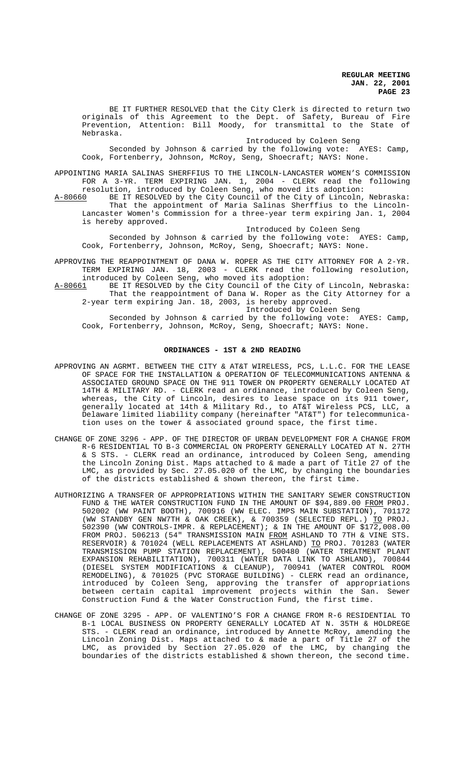BE IT FURTHER RESOLVED that the City Clerk is directed to return two originals of this Agreement to the Dept. of Safety, Bureau of Fire Prevention, Attention: Bill Moody, for transmittal to the State of Nebraska.

Introduced by Coleen Seng

Seconded by Johnson & carried by the following vote: AYES: Camp, Cook, Fortenberry, Johnson, McRoy, Seng, Shoecraft; NAYS: None.

APPOINTING MARIA SALINAS SHERFFIUS TO THE LINCOLN-LANCASTER WOMEN'S COMMISSION FOR A 3-YR. TERM EXPIRING JAN. 1, 2004 - CLERK read the following resolution, introduced by Coleen Seng, who moved its adoption:

A-80660 BE IT RESOLVED by the City Council of the City of Lincoln, Nebraska: That the appointment of Maria Salinas Sherffius to the Lincoln-Lancaster Women's Commission for a three-year term expiring Jan. 1, 2004 is hereby approved.

Introduced by Coleen Seng

Seconded by Johnson & carried by the following vote: AYES: Camp, Cook, Fortenberry, Johnson, McRoy, Seng, Shoecraft; NAYS: None.

APPROVING THE REAPPOINTMENT OF DANA W. ROPER AS THE CITY ATTORNEY FOR A 2-YR. TERM EXPIRING JAN. 18, 2003 - CLERK read the following resolution, introduced by Coleen Seng, who moved its adoption:

A-80661 BE IT RESOLVED by the City Council of the City of Lincoln, Nebraska: That the reappointment of Dana W. Roper as the City Attorney for a 2-year term expiring Jan. 18, 2003, is hereby approved.

Introduced by Coleen Seng

Seconded by Johnson & carried by the following vote: AYES: Camp, Cook, Fortenberry, Johnson, McRoy, Seng, Shoecraft; NAYS: None.

## ORDINANCES - 1ST & 2ND READING

APPROVING AN AGRMT. BETWEEN THE CITY & AT&T WIRELESS, PCS, L.L.C. FOR THE LEASE OF SPACE FOR THE INSTALLATION & OPERATION OF TELECOMMUNICATIONS ANTENNA & ASSOCIATED GROUND SPACE ON THE 911 TOWER ON PROPERTY GENERALLY LOCATED AT 14TH & MILITARY RD. - CLERK read an ordinance, introduced by Coleen Seng, whereas, the City of Lincoln, desires to lease space on its 911 tower, generally located at 14th & Military Rd., to AT&T Wireless PCS, LLC, a Delaware limited liability company (hereinafter "AT&T") for telecommunication uses on the tower & associated ground space, the first time.

CHANGE OF ZONE 3296 - APP. OF THE DIRECTOR OF URBAN DEVELOPMENT FOR A CHANGE FROM R-6 RESIDENTIAL TO B-3 COMMERCIAL ON PROPERTY GENERALLY LOCATED AT N. 27TH & S STS. - CLERK read an ordinance, introduced by Coleen Seng, amending the Lincoln Zoning Dist. Maps attached to & made a part of Title 27 of the LMC, as provided by Sec. 27.05.020 of the LMC, by changing the boundaries of the districts established & shown thereon, the first time.

AUTHORIZING A TRANSFER OF APPROPRIATIONS WITHIN THE SANITARY SEWER CONSTRUCTION FUND & THE WATER CONSTRUCTION FUND IN THE AMOUNT OF $94,889.00 FROM PROJ. 502002 (WW PAINT BOOTH), 700916 (WW ELEC. IMPS MAIN SUBSTATION), 701172 (WW STANDBY GEN NW7TH & OAK CREEK), & 700359 (SELECTED REPL.) TO PROJ. 502390 (WW CONTROLS-IMPR. & REPLACEMENT); & IN THE AMOUNT OF $172,008.00 FROM PROJ. 506213 (54" TRANSMISSION MAIN FROM ASHLAND TO 7TH & VINE STS. RESERVOIR) & 701024 (WELL REPLACEMENTS AT ASHLAND) TO PROJ. 701283 (WATER TRANSMISSION PUMP STATION REPLACEMENT), 500480 (WATER TREATMENT PLANT EXPANSION REHABILITATION), 700311 (WATER DATA LINK TO ASHLAND), 700844 (DIESEL SYSTEM MODIFICATIONS & CLEANUP), 700941 (WATER CONTROL ROOM REMODELING), & 701025 (PVC STORAGE BUILDING) - CLERK read an ordinance, introduced by Coleen Seng, approving the transfer of appropriations between certain capital improvement projects within the San. Sewer Construction Fund & the Water Construction Fund, the first time.

CHANGE OF ZONE 3295 - APP. OF VALENTINO'S FOR A CHANGE FROM R-6 RESIDENTIAL TO B-1 LOCAL BUSINESS ON PROPERTY GENERALLY LOCATED AT N. 35TH & HOLDREGE STS. - CLERK read an ordinance, introduced by Annette McRoy, amending the Lincoln Zoning Dist. Maps attached to & made a part of Title 27 of the LMC, as provided by Section 27.05.020 of the LMC, by changing the boundaries of the districts established & shown thereon, the second time.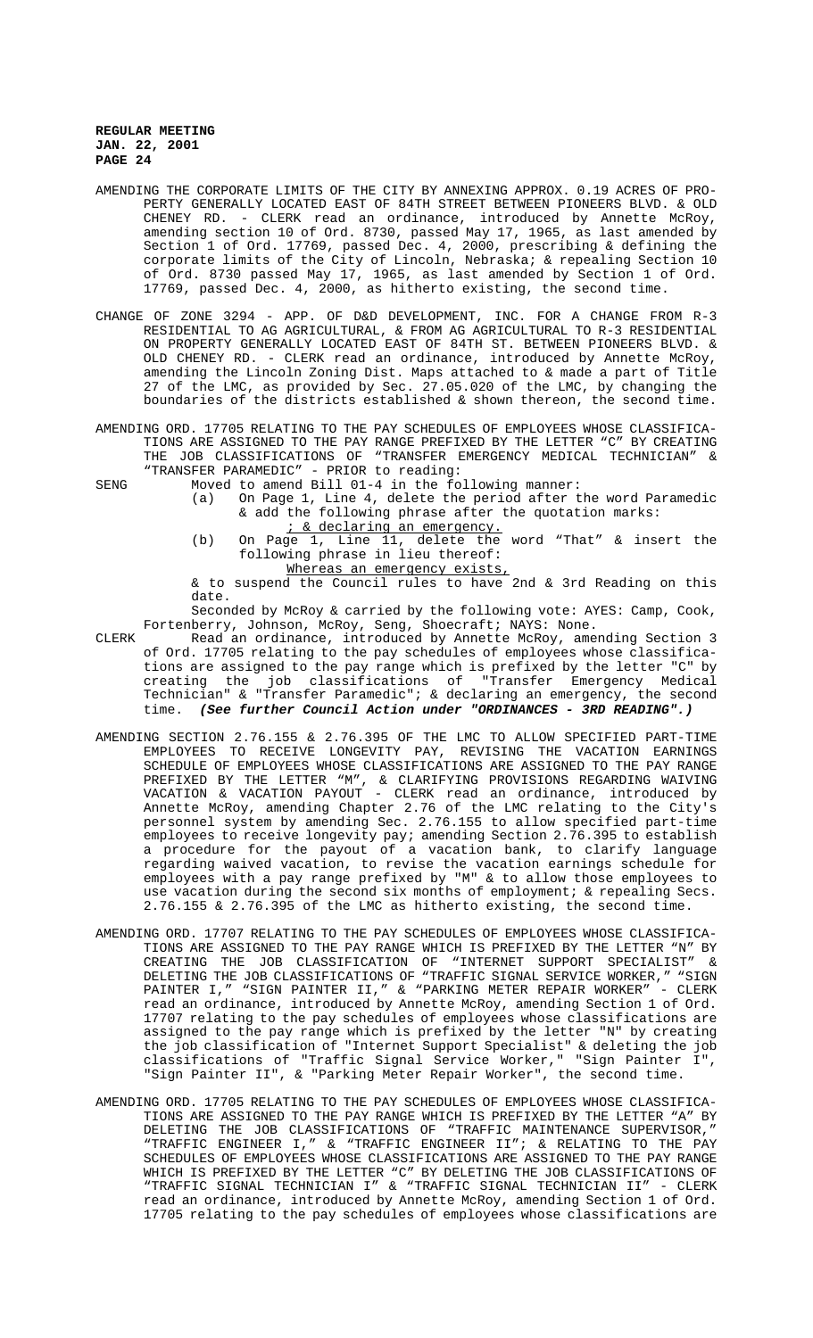AMENDING THE CORPORATE LIMITS OF THE CITY BY ANNEXING APPROX. 0.19 ACRES OF PROPERTY GENERALLY LOCATED EAST OF 84TH STREET BETWEEN PIONEERS BLVD. & OLD CHENEY RD. - CLERK read an ordinance, introduced by Annette McRoy, amending section 10 of Ord. 8730, passed May 17, 1965, as last amended by Section 1 of Ord. 17769, passed Dec. 4, 2000, prescribing & defining the corporate limits of the City of Lincoln, Nebraska; & repealing Section 10 of Ord. 8730 passed May 17, 1965, as last amended by Section 1 of Ord. 17769, passed Dec. 4, 2000, as hitherto existing, the second time.

CHANGE OF ZONE 3294 - APP. OF D&D DEVELOPMENT, INC. FOR A CHANGE FROM R-3 RESIDENTIAL TO AG AGRICULTURAL, & FROM AG AGRICULTURAL TO R-3 RESIDENTIAL ON PROPERTY GENERALLY LOCATED EAST OF 84TH ST. BETWEEN PIONEERS BLVD. & OLD CHENEY RD. - CLERK read an ordinance, introduced by Annette McRoy, amending the Lincoln Zoning Dist. Maps attached to & made a part of Title 27 of the LMC, as provided by Sec. 27.05.020 of the LMC, by changing the boundaries of the districts established & shown thereon, the second time.

AMENDING ORD. 17705 RELATING TO THE PAY SCHEDULES OF EMPLOYEES WHOSE CLASSIFICATIONS ARE ASSIGNED TO THE PAY RANGE PREFIXED BY THE LETTER "C" BY CREATING THE JOB CLASSIFICATIONS OF "TRANSFER EMERGENCY MEDICAL TECHNICIAN" & "TRANSFER PARAMEDIC" - PRIOR to reading:

SENG Moved to amend Bill 01-4 in the following manner:

(a) On Page 1, Line 4, delete the period after the word Paramedic & add the following phrase after the quotation marks: <u>; & declaring an emergency.</u>

(b) On Page 1, Line 11, delete the word "That" & insert the following phrase in lieu thereof: <u>Whereas an emergency exists,</u>

& to suspend the Council rules to have 2nd & 3rd Reading on this date.

Seconded by McRoy & carried by the following vote: AYES: Camp, Cook, Fortenberry, Johnson, McRoy, Seng, Shoecraft; NAYS: None.

CLERK Read an ordinance, introduced by Annette McRoy, amending Section 3 of Ord. 17705 relating to the pay schedules of employees whose classifications are assigned to the pay range which is prefixed by the letter "C" by creating the job classifications of "Transfer Emergency Medical Technician" & "Transfer Paramedic"; & declaring an emergency, the second time. ***(See further Council Action under "ORDINANCES - 3RD READING".)***

AMENDING SECTION 2.76.155 & 2.76.395 OF THE LMC TO ALLOW SPECIFIED PART-TIME EMPLOYEES TO RECEIVE LONGEVITY PAY, REVISING THE VACATION EARNINGS SCHEDULE OF EMPLOYEES WHOSE CLASSIFICATIONS ARE ASSIGNED TO THE PAY RANGE PREFIXED BY THE LETTER "M", & CLARIFYING PROVISIONS REGARDING WAIVING VACATION & VACATION PAYOUT - CLERK read an ordinance, introduced by Annette McRoy, amending Chapter 2.76 of the LMC relating to the City's personnel system by amending Sec. 2.76.155 to allow specified part-time employees to receive longevity pay; amending Section 2.76.395 to establish a procedure for the payout of a vacation bank, to clarify language regarding waived vacation, to revise the vacation earnings schedule for employees with a pay range prefixed by "M" & to allow those employees to use vacation during the second six months of employment; & repealing Secs. 2.76.155 & 2.76.395 of the LMC as hitherto existing, the second time.

AMENDING ORD. 17707 RELATING TO THE PAY SCHEDULES OF EMPLOYEES WHOSE CLASSIFICATIONS ARE ASSIGNED TO THE PAY RANGE WHICH IS PREFIXED BY THE LETTER "N" BY CREATING THE JOB CLASSIFICATION OF "INTERNET SUPPORT SPECIALIST" & DELETING THE JOB CLASSIFICATIONS OF "TRAFFIC SIGNAL SERVICE WORKER," "SIGN PAINTER I," "SIGN PAINTER II," & "PARKING METER REPAIR WORKER" - CLERK read an ordinance, introduced by Annette McRoy, amending Section 1 of Ord. 17707 relating to the pay schedules of employees whose classifications are assigned to the pay range which is prefixed by the letter "N" by creating the job classification of "Internet Support Specialist" & deleting the job classifications of "Traffic Signal Service Worker," "Sign Painter I", "Sign Painter II", & "Parking Meter Repair Worker", the second time.

AMENDING ORD. 17705 RELATING TO THE PAY SCHEDULES OF EMPLOYEES WHOSE CLASSIFICATIONS ARE ASSIGNED TO THE PAY RANGE WHICH IS PREFIXED BY THE LETTER "A" BY DELETING THE JOB CLASSIFICATIONS OF "TRAFFIC MAINTENANCE SUPERVISOR," "TRAFFIC ENGINEER I," & "TRAFFIC ENGINEER II"; & RELATING TO THE PAY SCHEDULES OF EMPLOYEES WHOSE CLASSIFICATIONS ARE ASSIGNED TO THE PAY RANGE WHICH IS PREFIXED BY THE LETTER "C" BY DELETING THE JOB CLASSIFICATIONS OF "TRAFFIC SIGNAL TECHNICIAN I" & "TRAFFIC SIGNAL TECHNICIAN II" - CLERK read an ordinance, introduced by Annette McRoy, amending Section 1 of Ord. 17705 relating to the pay schedules of employees whose classifications are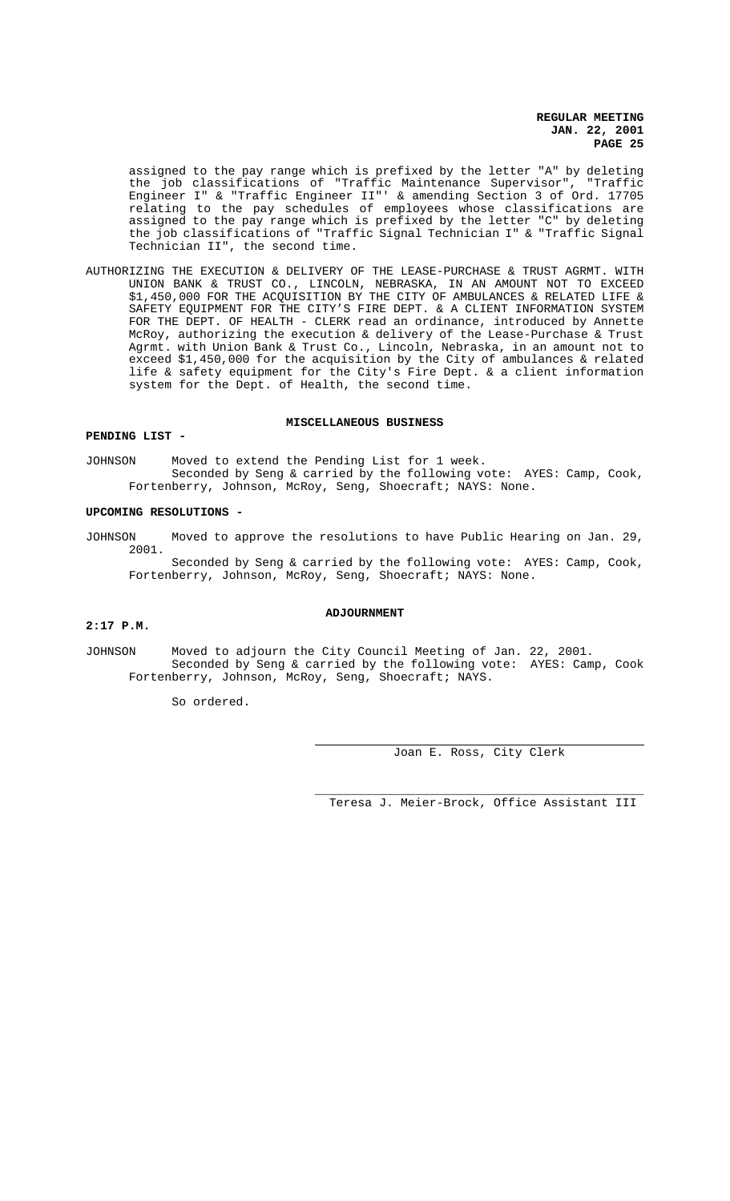assigned to the pay range which is prefixed by the letter "A" by deleting the job classifications of "Traffic Maintenance Supervisor", "Traffic Engineer I" & "Traffic Engineer II"' & amending Section 3 of Ord. 17705 relating to the pay schedules of employees whose classifications are assigned to the pay range which is prefixed by the letter "C" by deleting the job classifications of "Traffic Signal Technician I" & "Traffic Signal Technician II", the second time.

AUTHORIZING THE EXECUTION & DELIVERY OF THE LEASE-PURCHASE & TRUST AGRMT. WITH UNION BANK & TRUST CO., LINCOLN, NEBRASKA, IN AN AMOUNT NOT TO EXCEED $1,450,000 FOR THE ACQUISITION BY THE CITY OF AMBULANCES & RELATED LIFE & SAFETY EQUIPMENT FOR THE CITY'S FIRE DEPT. & A CLIENT INFORMATION SYSTEM FOR THE DEPT. OF HEALTH - CLERK read an ordinance, introduced by Annette McRoy, authorizing the execution & delivery of the Lease-Purchase & Trust Agrmt. with Union Bank & Trust Co., Lincoln, Nebraska, in an amount not to exceed $1,450,000 for the acquisition by the City of ambulances & related life & safety equipment for the City's Fire Dept. & a client information system for the Dept. of Health, the second time.

## MISCELLANEOUS BUSINESS

**PENDING LIST -**

JOHNSON Moved to extend the Pending List for 1 week.
Seconded by Seng & carried by the following vote: AYES: Camp, Cook, Fortenberry, Johnson, McRoy, Seng, Shoecraft; NAYS: None.

**UPCOMING RESOLUTIONS -**

JOHNSON Moved to approve the resolutions to have Public Hearing on Jan. 29, 2001.
Seconded by Seng & carried by the following vote: AYES: Camp, Cook, Fortenberry, Johnson, McRoy, Seng, Shoecraft; NAYS: None.

## ADJOURNMENT

**2:17 P.M.**

JOHNSON Moved to adjourn the City Council Meeting of Jan. 22, 2001.
Seconded by Seng & carried by the following vote: AYES: Camp, Cook Fortenberry, Johnson, McRoy, Seng, Shoecraft; NAYS.

So ordered.

Joan E. Ross, City Clerk

Teresa J. Meier-Brock, Office Assistant III